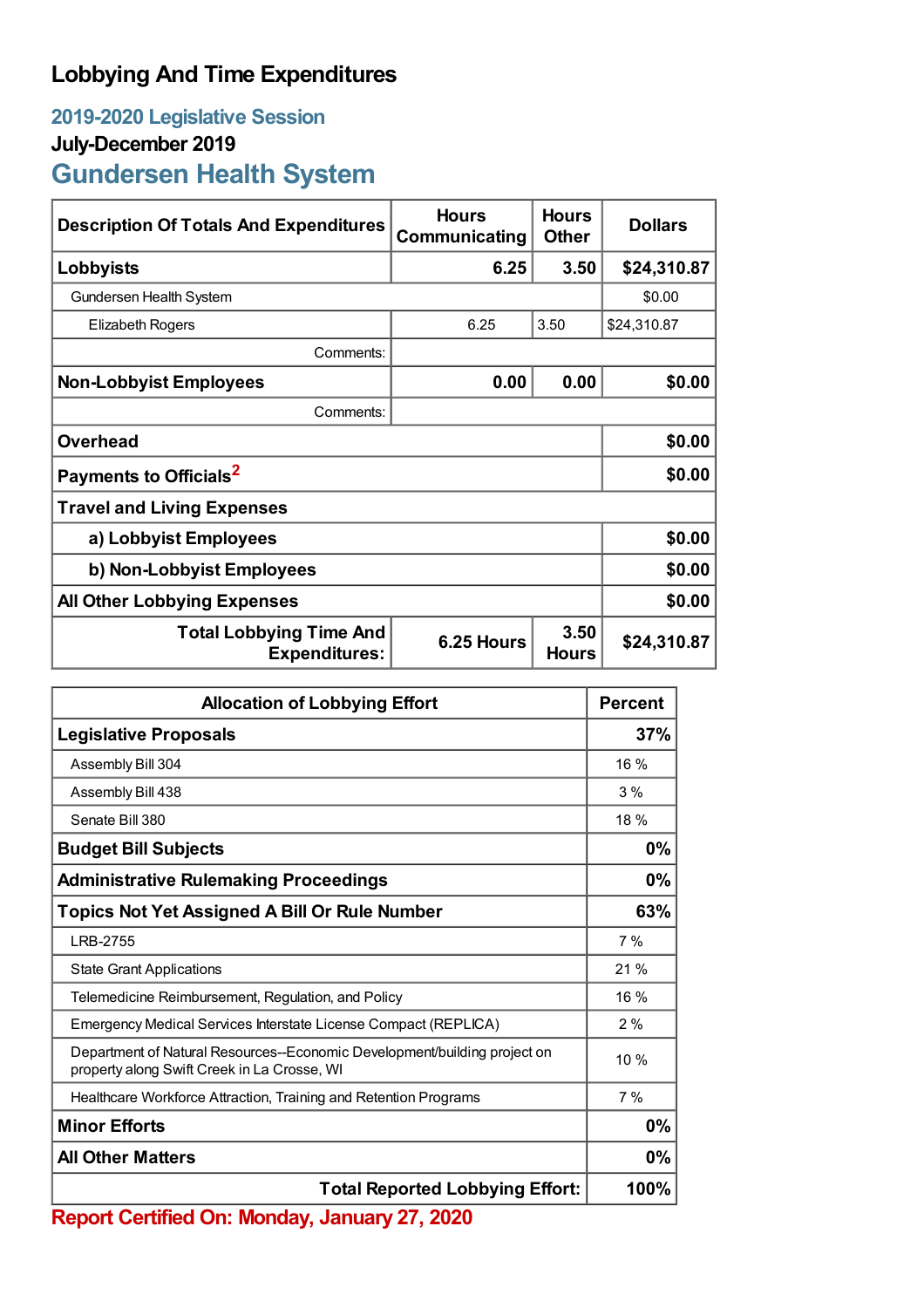# Lobbying And Time Expenditures

## 2019-2020 Legislative Session

### July-December 2019

## Gundersen Health System

| Description Of Totals And Expenditures | Hours Communicating | Hours Other | Dollars |
|---|---|---|---|
| **Lobbyists** | **6.25** | **3.50** | **$24,310.87** |
| Gundersen Health System | | | $0.00 |
| Elizabeth Rogers | 6.25 | 3.50 | $24,310.87 |
| Comments: | | | |
| **Non-Lobbyist Employees** | **0.00** | **0.00** | **$0.00** |
| Comments: | | | |
| **Overhead** | | | **$0.00** |
| **Payments to Officials**[2] | | | **$0.00** |
| **Travel and Living Expenses** | | | |
| **a) Lobbyist Employees** | | | **$0.00** |
| **b) Non-Lobbyist Employees** | | | **$0.00** |
| **All Other Lobbying Expenses** | | | **$0.00** |
| **Total Lobbying Time And Expenditures:** | **6.25 Hours** | **3.50 Hours** | **$24,310.87** |

| Allocation of Lobbying Effort | Percent |
|---|---|
| **Legislative Proposals** | **37%** |
| Assembly Bill 304 | 16 % |
| Assembly Bill 438 | 3 % |
| Senate Bill 380 | 18 % |
| **Budget Bill Subjects** | **0%** |
| **Administrative Rulemaking Proceedings** | **0%** |
| **Topics Not Yet Assigned A Bill Or Rule Number** | **63%** |
| LRB-2755 | 7 % |
| State Grant Applications | 21 % |
| Telemedicine Reimbursement, Regulation, and Policy | 16 % |
| Emergency Medical Services Interstate License Compact (REPLICA) | 2 % |
| Department of Natural Resources--Economic Development/building project on property along Swift Creek in La Crosse, WI | 10 % |
| Healthcare Workforce Attraction, Training and Retention Programs | 7 % |
| **Minor Efforts** | **0%** |
| **All Other Matters** | **0%** |
| **Total Reported Lobbying Effort:** | **100%** |

**Report Certified On: Monday, January 27, 2020**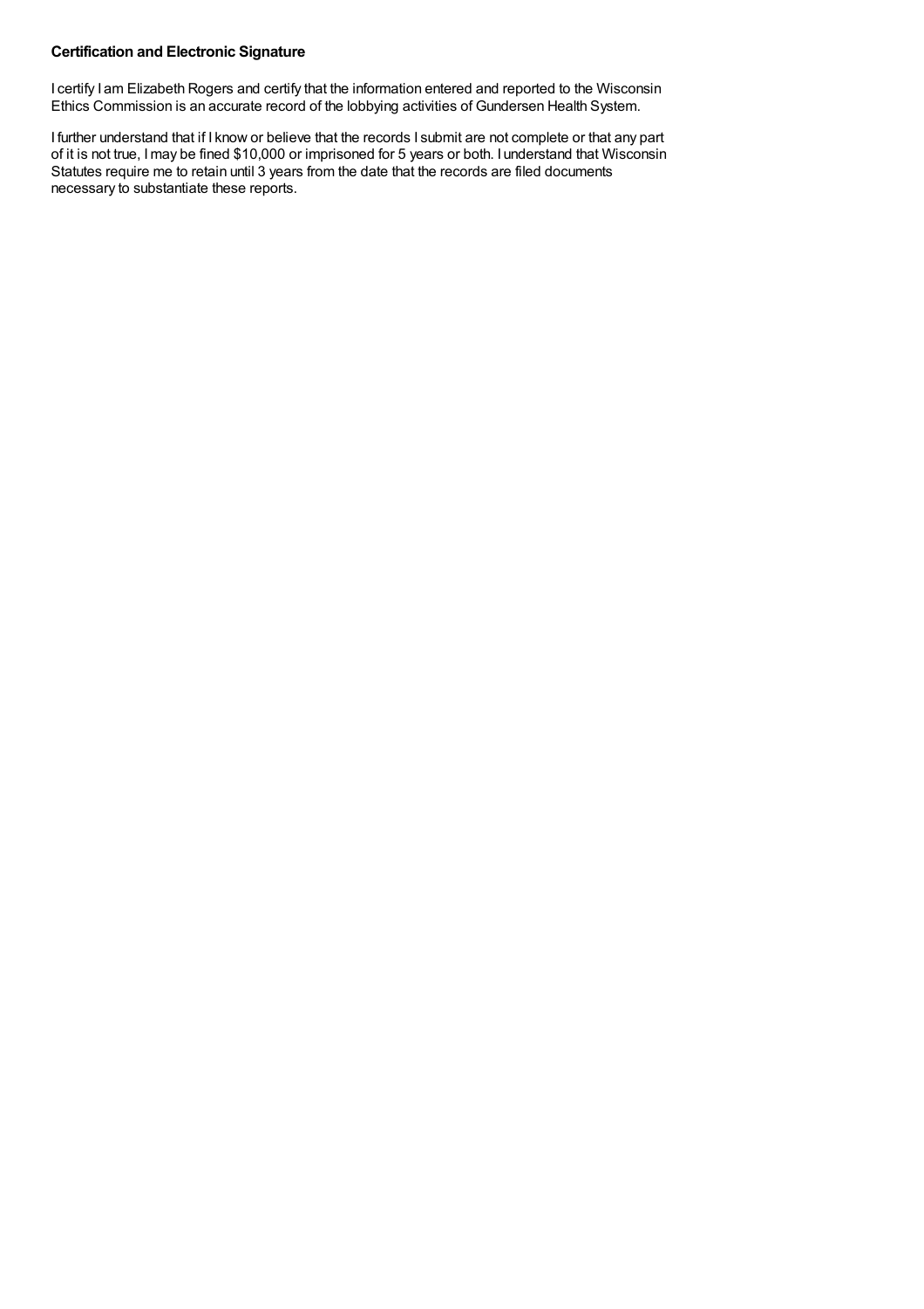**Certification and Electronic Signature**

I certify I am Elizabeth Rogers and certify that the information entered and reported to the Wisconsin Ethics Commission is an accurate record of the lobbying activities of Gundersen Health System.

I further understand that if I know or believe that the records I submit are not complete or that any part of it is not true, I may be fined $10,000 or imprisoned for 5 years or both. I understand that Wisconsin Statutes require me to retain until 3 years from the date that the records are filed documents necessary to substantiate these reports.